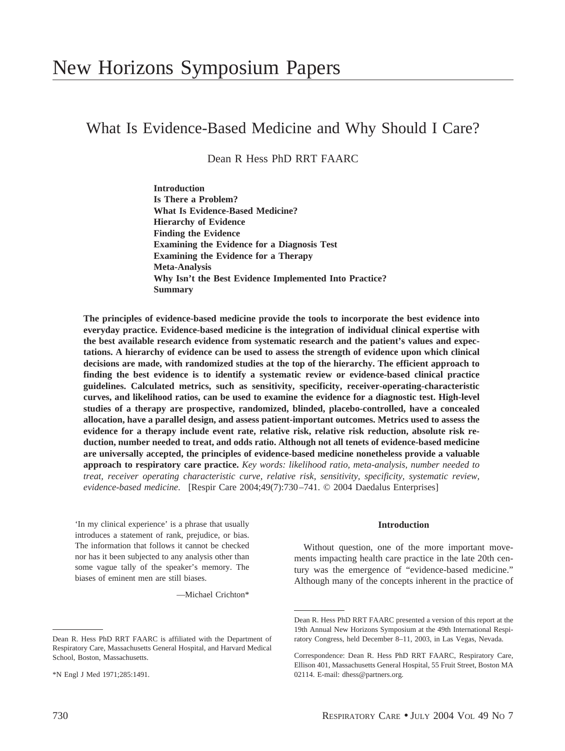# New Horizons Symposium Papers

## What Is Evidence-Based Medicine and Why Should I Care?

Dean R Hess PhD RRT FAARC

**Introduction**
**Is There a Problem?**
**What Is Evidence-Based Medicine?**
**Hierarchy of Evidence**
**Finding the Evidence**
**Examining the Evidence for a Diagnosis Test**
**Examining the Evidence for a Therapy**
**Meta-Analysis**
**Why Isn't the Best Evidence Implemented Into Practice?**
**Summary**

**The principles of evidence-based medicine provide the tools to incorporate the best evidence into everyday practice. Evidence-based medicine is the integration of individual clinical expertise with the best available research evidence from systematic research and the patient's values and expectations. A hierarchy of evidence can be used to assess the strength of evidence upon which clinical decisions are made, with randomized studies at the top of the hierarchy. The efficient approach to finding the best evidence is to identify a systematic review or evidence-based clinical practice guidelines. Calculated metrics, such as sensitivity, specificity, receiver-operating-characteristic curves, and likelihood ratios, can be used to examine the evidence for a diagnostic test. High-level studies of a therapy are prospective, randomized, blinded, placebo-controlled, have a concealed allocation, have a parallel design, and assess patient-important outcomes. Metrics used to assess the evidence for a therapy include event rate, relative risk, relative risk reduction, absolute risk reduction, number needed to treat, and odds ratio. Although not all tenets of evidence-based medicine are universally accepted, the principles of evidence-based medicine nonetheless provide a valuable approach to respiratory care practice.** *Key words: likelihood ratio, meta-analysis, number needed to treat, receiver operating characteristic curve, relative risk, sensitivity, specificity, systematic review, evidence-based medicine.* [Respir Care 2004;49(7):730–741. © 2004 Daedalus Enterprises]

> 'In my clinical experience' is a phrase that usually introduces a statement of rank, prejudice, or bias. The information that follows it cannot be checked nor has it been subjected to any analysis other than some vague tally of the speaker's memory. The biases of eminent men are still biases.
>
> —Michael Crichton*

### Introduction

Without question, one of the more important movements impacting health care practice in the late 20th century was the emergence of "evidence-based medicine." Although many of the concepts inherent in the practice of

---

Dean R. Hess PhD RRT FAARC is affiliated with the Department of Respiratory Care, Massachusetts General Hospital, and Harvard Medical School, Boston, Massachusetts.

*N Engl J Med 1971;285:1491.

Dean R. Hess PhD RRT FAARC presented a version of this report at the 19th Annual New Horizons Symposium at the 49th International Respiratory Congress, held December 8–11, 2003, in Las Vegas, Nevada.

Correspondence: Dean R. Hess PhD RRT FAARC, Respiratory Care, Ellison 401, Massachusetts General Hospital, 55 Fruit Street, Boston MA 02114. E-mail: dhess@partners.org.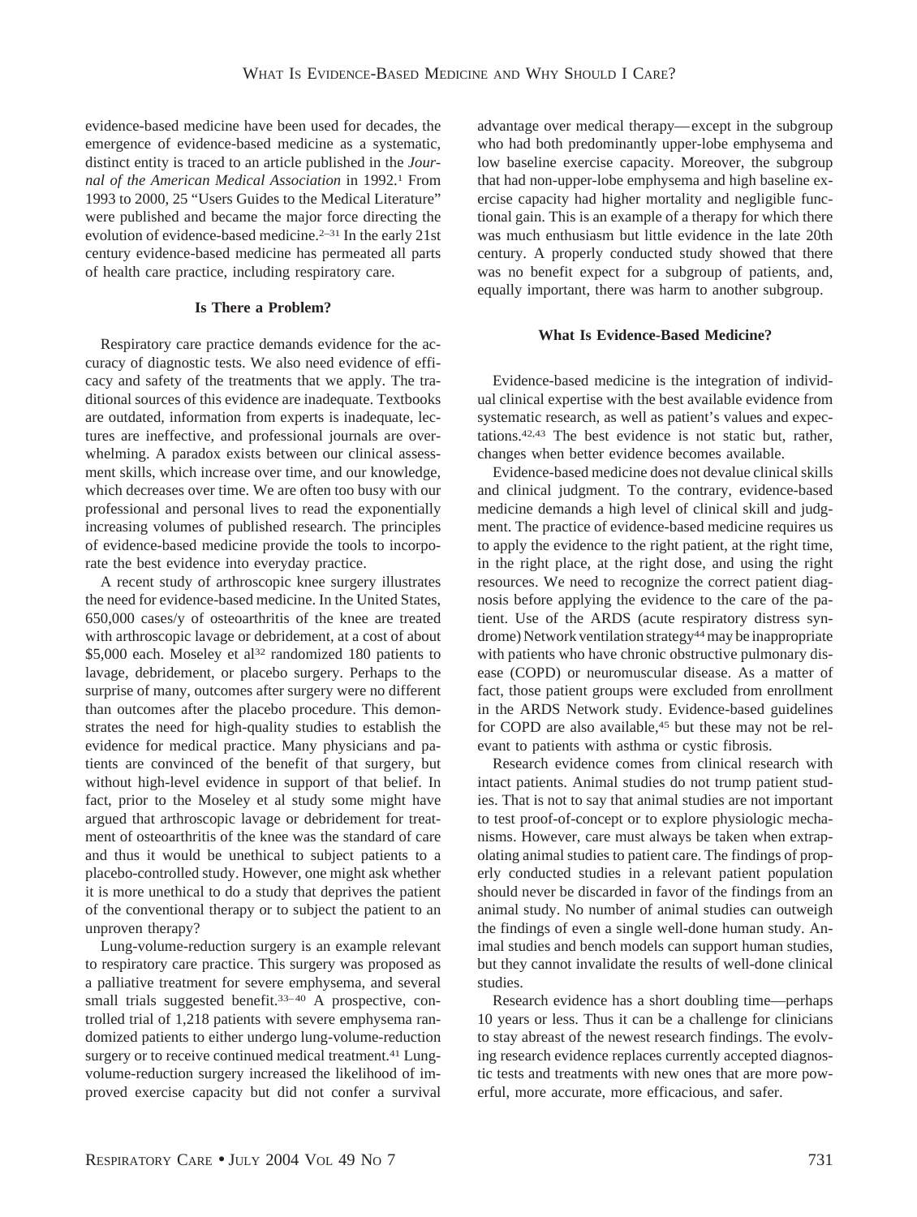evidence-based medicine have been used for decades, the emergence of evidence-based medicine as a systematic, distinct entity is traced to an article published in the *Journal of the American Medical Association* in 1992.[1] From 1993 to 2000, 25 "Users Guides to the Medical Literature" were published and became the major force directing the evolution of evidence-based medicine.[2–31] In the early 21st century evidence-based medicine has permeated all parts of health care practice, including respiratory care.

### Is There a Problem?

Respiratory care practice demands evidence for the accuracy of diagnostic tests. We also need evidence of efficacy and safety of the treatments that we apply. The traditional sources of this evidence are inadequate. Textbooks are outdated, information from experts is inadequate, lectures are ineffective, and professional journals are overwhelming. A paradox exists between our clinical assessment skills, which increase over time, and our knowledge, which decreases over time. We are often too busy with our professional and personal lives to read the exponentially increasing volumes of published research. The principles of evidence-based medicine provide the tools to incorporate the best evidence into everyday practice.

A recent study of arthroscopic knee surgery illustrates the need for evidence-based medicine. In the United States, 650,000 cases/y of osteoarthritis of the knee are treated with arthroscopic lavage or debridement, at a cost of about $5,000 each. Moseley et al[32] randomized 180 patients to lavage, debridement, or placebo surgery. Perhaps to the surprise of many, outcomes after surgery were no different than outcomes after the placebo procedure. This demonstrates the need for high-quality studies to establish the evidence for medical practice. Many physicians and patients are convinced of the benefit of that surgery, but without high-level evidence in support of that belief. In fact, prior to the Moseley et al study some might have argued that arthroscopic lavage or debridement for treatment of osteoarthritis of the knee was the standard of care and thus it would be unethical to subject patients to a placebo-controlled study. However, one might ask whether it is more unethical to do a study that deprives the patient of the conventional therapy or to subject the patient to an unproven therapy?

Lung-volume-reduction surgery is an example relevant to respiratory care practice. This surgery was proposed as a palliative treatment for severe emphysema, and several small trials suggested benefit.[33–40] A prospective, controlled trial of 1,218 patients with severe emphysema randomized patients to either undergo lung-volume-reduction surgery or to receive continued medical treatment.[41] Lung-volume-reduction surgery increased the likelihood of improved exercise capacity but did not confer a survival advantage over medical therapy—except in the subgroup who had both predominantly upper-lobe emphysema and low baseline exercise capacity. Moreover, the subgroup that had non-upper-lobe emphysema and high baseline exercise capacity had higher mortality and negligible functional gain. This is an example of a therapy for which there was much enthusiasm but little evidence in the late 20th century. A properly conducted study showed that there was no benefit expect for a subgroup of patients, and, equally important, there was harm to another subgroup.

### What Is Evidence-Based Medicine?

Evidence-based medicine is the integration of individual clinical expertise with the best available evidence from systematic research, as well as patient's values and expectations.[42,43] The best evidence is not static but, rather, changes when better evidence becomes available.

Evidence-based medicine does not devalue clinical skills and clinical judgment. To the contrary, evidence-based medicine demands a high level of clinical skill and judgment. The practice of evidence-based medicine requires us to apply the evidence to the right patient, at the right time, in the right place, at the right dose, and using the right resources. We need to recognize the correct patient diagnosis before applying the evidence to the care of the patient. Use of the ARDS (acute respiratory distress syndrome) Network ventilation strategy[44] may be inappropriate with patients who have chronic obstructive pulmonary disease (COPD) or neuromuscular disease. As a matter of fact, those patient groups were excluded from enrollment in the ARDS Network study. Evidence-based guidelines for COPD are also available,[45] but these may not be relevant to patients with asthma or cystic fibrosis.

Research evidence comes from clinical research with intact patients. Animal studies do not trump patient studies. That is not to say that animal studies are not important to test proof-of-concept or to explore physiologic mechanisms. However, care must always be taken when extrapolating animal studies to patient care. The findings of properly conducted studies in a relevant patient population should never be discarded in favor of the findings from an animal study. No number of animal studies can outweigh the findings of even a single well-done human study. Animal studies and bench models can support human studies, but they cannot invalidate the results of well-done clinical studies.

Research evidence has a short doubling time—perhaps 10 years or less. Thus it can be a challenge for clinicians to stay abreast of the newest research findings. The evolving research evidence replaces currently accepted diagnostic tests and treatments with new ones that are more powerful, more accurate, more efficacious, and safer.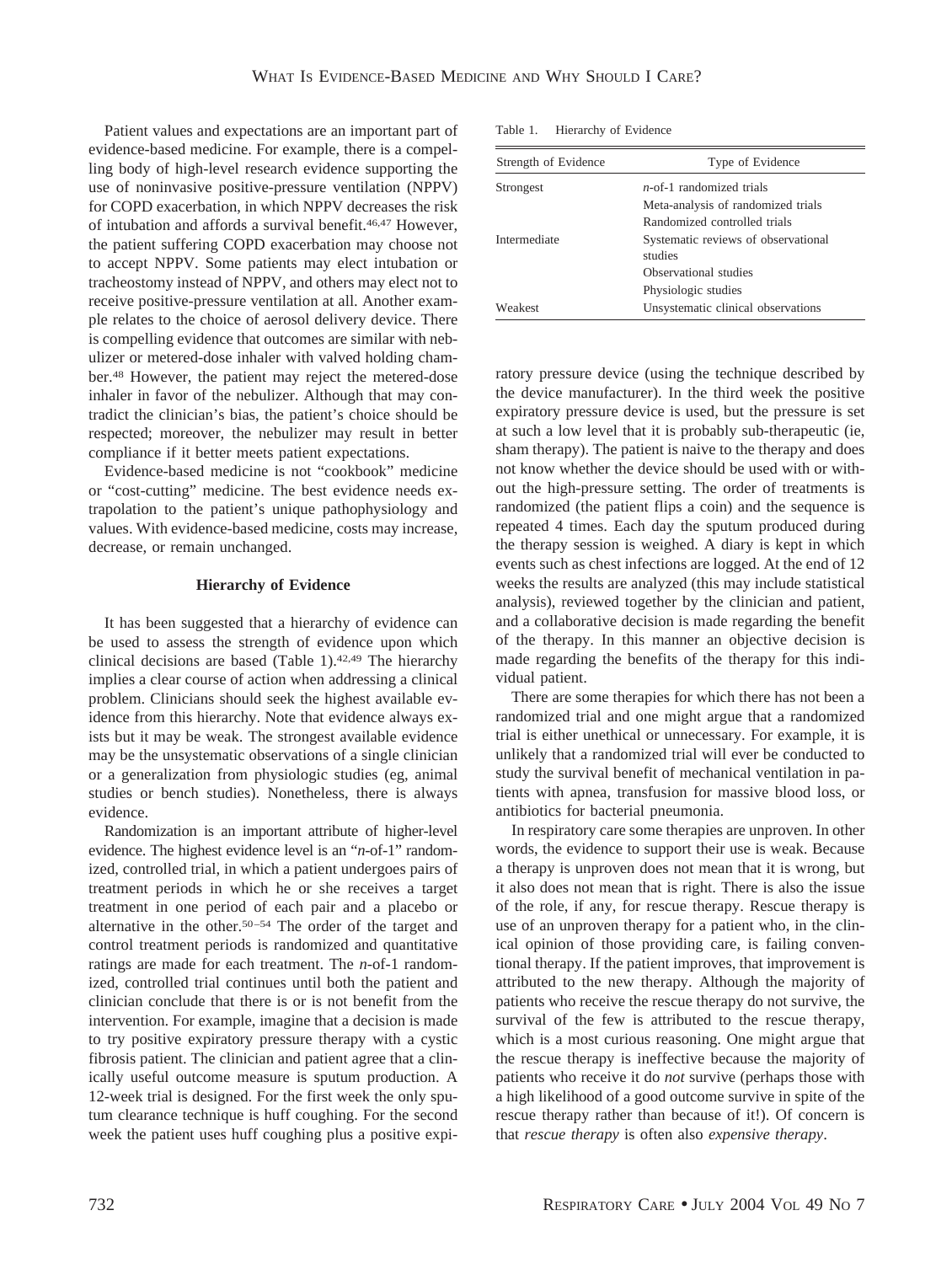Patient values and expectations are an important part of evidence-based medicine. For example, there is a compelling body of high-level research evidence supporting the use of noninvasive positive-pressure ventilation (NPPV) for COPD exacerbation, in which NPPV decreases the risk of intubation and affords a survival benefit.[46,47] However, the patient suffering COPD exacerbation may choose not to accept NPPV. Some patients may elect intubation or tracheostomy instead of NPPV, and others may elect not to receive positive-pressure ventilation at all. Another example relates to the choice of aerosol delivery device. There is compelling evidence that outcomes are similar with nebulizer or metered-dose inhaler with valved holding chamber.[48] However, the patient may reject the metered-dose inhaler in favor of the nebulizer. Although that may contradict the clinician's bias, the patient's choice should be respected; moreover, the nebulizer may result in better compliance if it better meets patient expectations.

Evidence-based medicine is not "cookbook" medicine or "cost-cutting" medicine. The best evidence needs extrapolation to the patient's unique pathophysiology and values. With evidence-based medicine, costs may increase, decrease, or remain unchanged.

### Hierarchy of Evidence

It has been suggested that a hierarchy of evidence can be used to assess the strength of evidence upon which clinical decisions are based (Table 1).[42,49] The hierarchy implies a clear course of action when addressing a clinical problem. Clinicians should seek the highest available evidence from this hierarchy. Note that evidence always exists but it may be weak. The strongest available evidence may be the unsystematic observations of a single clinician or a generalization from physiologic studies (eg, animal studies or bench studies). Nonetheless, there is always evidence.

Randomization is an important attribute of higher-level evidence. The highest evidence level is an "*n*-of-1" randomized, controlled trial, in which a patient undergoes pairs of treatment periods in which he or she receives a target treatment in one period of each pair and a placebo or alternative in the other.[50–54] The order of the target and control treatment periods is randomized and quantitative ratings are made for each treatment. The *n*-of-1 randomized, controlled trial continues until both the patient and clinician conclude that there is or is not benefit from the intervention. For example, imagine that a decision is made to try positive expiratory pressure therapy with a cystic fibrosis patient. The clinician and patient agree that a clinically useful outcome measure is sputum production. A 12-week trial is designed. For the first week the only sputum clearance technique is huff coughing. For the second week the patient uses huff coughing plus a positive expiratory pressure device (using the technique described by the device manufacturer). In the third week the positive expiratory pressure device is used, but the pressure is set at such a low level that it is probably sub-therapeutic (ie, sham therapy). The patient is naive to the therapy and does not know whether the device should be used with or without the high-pressure setting. The order of treatments is randomized (the patient flips a coin) and the sequence is repeated 4 times. Each day the sputum produced during the therapy session is weighed. A diary is kept in which events such as chest infections are logged. At the end of 12 weeks the results are analyzed (this may include statistical analysis), reviewed together by the clinician and patient, and a collaborative decision is made regarding the benefit of the therapy. In this manner an objective decision is made regarding the benefits of the therapy for this individual patient.

Table 1. Hierarchy of Evidence

| Strength of Evidence | Type of Evidence |
|---|---|
| Strongest | *n*-of-1 randomized trials |
| | Meta-analysis of randomized trials |
| | Randomized controlled trials |
| Intermediate | Systematic reviews of observational studies |
| | Observational studies |
| | Physiologic studies |
| Weakest | Unsystematic clinical observations |

There are some therapies for which there has not been a randomized trial and one might argue that a randomized trial is either unethical or unnecessary. For example, it is unlikely that a randomized trial will ever be conducted to study the survival benefit of mechanical ventilation in patients with apnea, transfusion for massive blood loss, or antibiotics for bacterial pneumonia.

In respiratory care some therapies are unproven. In other words, the evidence to support their use is weak. Because a therapy is unproven does not mean that it is wrong, but it also does not mean that is right. There is also the issue of the role, if any, for rescue therapy. Rescue therapy is use of an unproven therapy for a patient who, in the clinical opinion of those providing care, is failing conventional therapy. If the patient improves, that improvement is attributed to the new therapy. Although the majority of patients who receive the rescue therapy do not survive, the survival of the few is attributed to the rescue therapy, which is a most curious reasoning. One might argue that the rescue therapy is ineffective because the majority of patients who receive it do *not* survive (perhaps those with a high likelihood of a good outcome survive in spite of the rescue therapy rather than because of it!). Of concern is that *rescue therapy* is often also *expensive therapy*.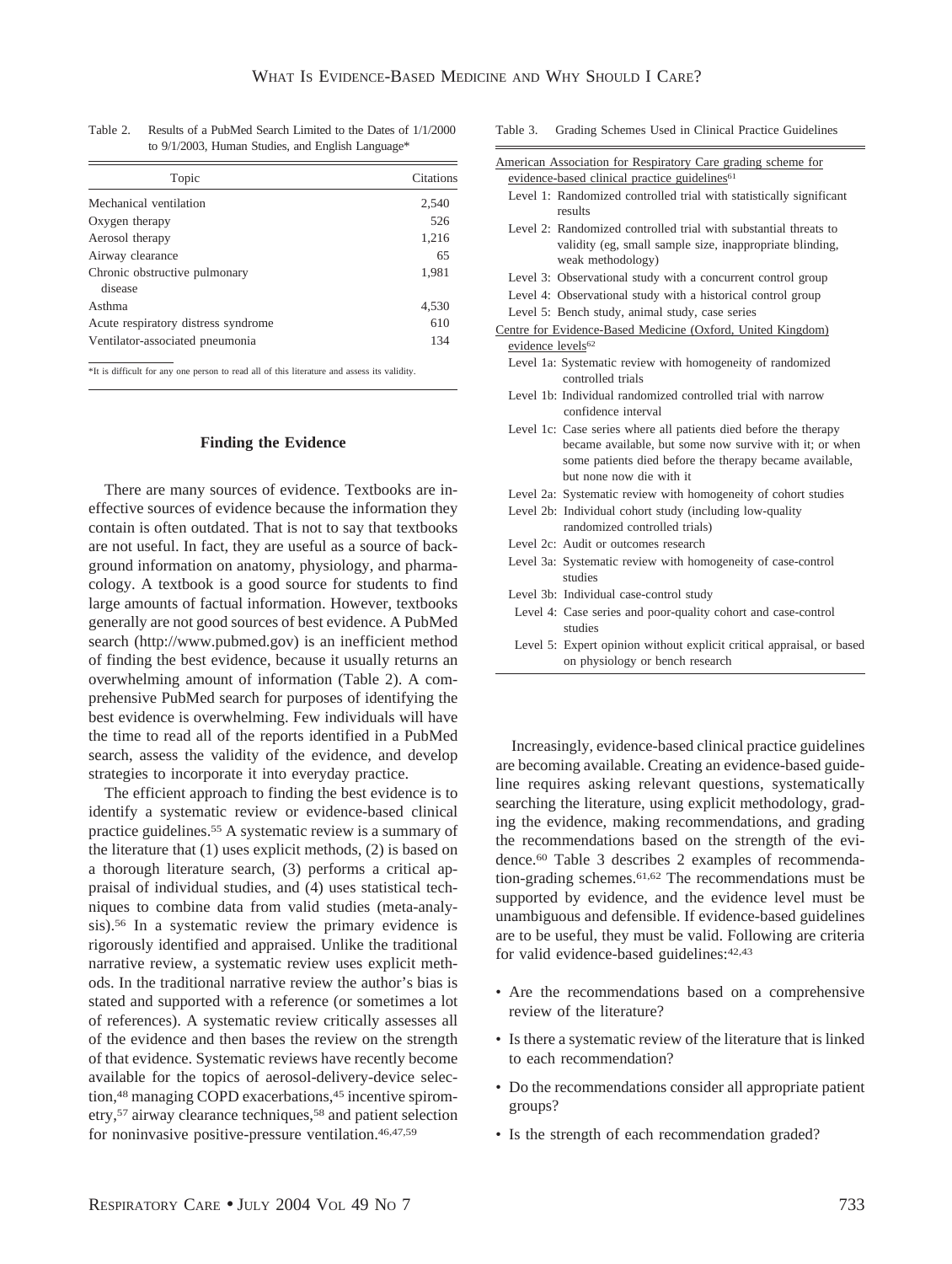Table 2. Results of a PubMed Search Limited to the Dates of 1/1/2000 to 9/1/2003, Human Studies, and English Language*

| Topic | Citations |
|---|---|
| Mechanical ventilation | 2,540 |
| Oxygen therapy | 526 |
| Aerosol therapy | 1,216 |
| Airway clearance | 65 |
| Chronic obstructive pulmonary disease | 1,981 |
| Asthma | 4,530 |
| Acute respiratory distress syndrome | 610 |
| Ventilator-associated pneumonia | 134 |

*It is difficult for any one person to read all of this literature and assess its validity.

## Finding the Evidence

There are many sources of evidence. Textbooks are ineffective sources of evidence because the information they contain is often outdated. That is not to say that textbooks are not useful. In fact, they are useful as a source of background information on anatomy, physiology, and pharmacology. A textbook is a good source for students to find large amounts of factual information. However, textbooks generally are not good sources of best evidence. A PubMed search (http://www.pubmed.gov) is an inefficient method of finding the best evidence, because it usually returns an overwhelming amount of information (Table 2). A comprehensive PubMed search for purposes of identifying the best evidence is overwhelming. Few individuals will have the time to read all of the reports identified in a PubMed search, assess the validity of the evidence, and develop strategies to incorporate it into everyday practice.

The efficient approach to finding the best evidence is to identify a systematic review or evidence-based clinical practice guidelines.[55] A systematic review is a summary of the literature that (1) uses explicit methods, (2) is based on a thorough literature search, (3) performs a critical appraisal of individual studies, and (4) uses statistical techniques to combine data from valid studies (meta-analysis).[56] In a systematic review the primary evidence is rigorously identified and appraised. Unlike the traditional narrative review, a systematic review uses explicit methods. In the traditional narrative review the author's bias is stated and supported with a reference (or sometimes a lot of references). A systematic review critically assesses all of the evidence and then bases the review on the strength of that evidence. Systematic reviews have recently become available for the topics of aerosol-delivery-device selection,[48] managing COPD exacerbations,[45] incentive spirometry,[57] airway clearance techniques,[58] and patient selection for noninvasive positive-pressure ventilation.[46,47,59]

Table 3. Grading Schemes Used in Clinical Practice Guidelines

American Association for Respiratory Care grading scheme for evidence-based clinical practice guidelines[61]

- Level 1: Randomized controlled trial with statistically significant results
- Level 2: Randomized controlled trial with substantial threats to validity (eg, small sample size, inappropriate blinding, weak methodology)
- Level 3: Observational study with a concurrent control group
- Level 4: Observational study with a historical control group
- Level 5: Bench study, animal study, case series

Centre for Evidence-Based Medicine (Oxford, United Kingdom) evidence levels[62]

- Level 1a: Systematic review with homogeneity of randomized controlled trials
- Level 1b: Individual randomized controlled trial with narrow confidence interval
- Level 1c: Case series where all patients died before the therapy became available, but some now survive with it; or when some patients died before the therapy became available, but none now die with it
- Level 2a: Systematic review with homogeneity of cohort studies
- Level 2b: Individual cohort study (including low-quality randomized controlled trials)
- Level 2c: Audit or outcomes research
- Level 3a: Systematic review with homogeneity of case-control studies
- Level 3b: Individual case-control study
- Level 4: Case series and poor-quality cohort and case-control studies
- Level 5: Expert opinion without explicit critical appraisal, or based on physiology or bench research

Increasingly, evidence-based clinical practice guidelines are becoming available. Creating an evidence-based guideline requires asking relevant questions, systematically searching the literature, using explicit methodology, grading the evidence, making recommendations, and grading the recommendations based on the strength of the evidence.[60] Table 3 describes 2 examples of recommendation-grading schemes.[61,62] The recommendations must be supported by evidence, and the evidence level must be unambiguous and defensible. If evidence-based guidelines are to be useful, they must be valid. Following are criteria for valid evidence-based guidelines:[42,43]

- Are the recommendations based on a comprehensive review of the literature?
- Is there a systematic review of the literature that is linked to each recommendation?
- Do the recommendations consider all appropriate patient groups?
- Is the strength of each recommendation graded?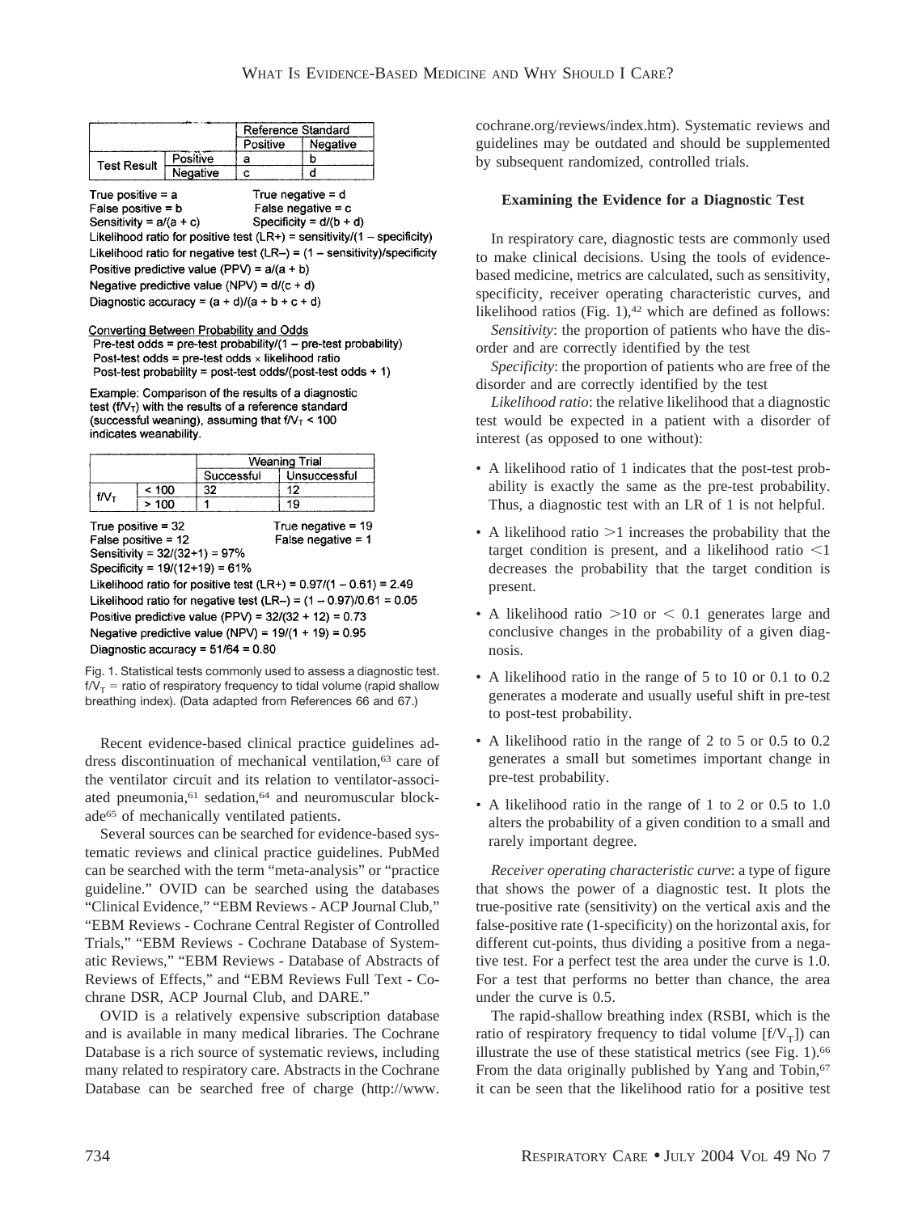| | | Reference Standard | |
|---|---|---|---|
| | | Positive | Negative |
| Test Result | Positive | a | b |
| | Negative | c | d |

True positive = a
True negative = d
False positive = b
False negative = c
Sensitivity = a/(a + c)
Specificity = d/(b + d)
Likelihood ratio for positive test (LR+) = sensitivity/(1 – specificity)
Likelihood ratio for negative test (LR–) = (1 – sensitivity)/specificity
Positive predictive value (PPV) = a/(a + b)
Negative predictive value (NPV) = d/(c + d)
Diagnostic accuracy = (a + d)/(a + b + c + d)

Converting Between Probability and Odds
Pre-test odds = pre-test probability/(1 – pre-test probability)
Post-test odds = pre-test odds × likelihood ratio
Post-test probability = post-test odds/(post-test odds + 1)

Example: Comparison of the results of a diagnostic test ($f/V_T$) with the results of a reference standard (successful weaning), assuming that $f/V_T < 100$ indicates weanability.

| | | Weaning Trial | |
|---|---|---|---|
| | | Successful | Unsuccessful |
| $f/V_T$ | < 100 | 32 | 12 |
| | > 100 | 1 | 19 |

True positive = 32
True negative = 19
False positive = 12
False negative = 1
Sensitivity = 32/(32+1) = 97%
Specificity = 19/(12+19) = 61%
Likelihood ratio for positive test (LR+) = 0.97/(1 – 0.61) = 2.49
Likelihood ratio for negative test (LR–) = (1 – 0.97)/0.61 = 0.05
Positive predictive value (PPV) = 32/(32 + 12) = 0.73
Negative predictive value (NPV) = 19/(1 + 19) = 0.95
Diagnostic accuracy = 51/64 = 0.80

Fig. 1. Statistical tests commonly used to assess a diagnostic test. $f/V_T$ = ratio of respiratory frequency to tidal volume (rapid shallow breathing index). (Data adapted from References 66 and 67.)

Recent evidence-based clinical practice guidelines address discontinuation of mechanical ventilation,[63] care of the ventilator circuit and its relation to ventilator-associated pneumonia,[61] sedation,[64] and neuromuscular blockade[65] of mechanically ventilated patients.

Several sources can be searched for evidence-based systematic reviews and clinical practice guidelines. PubMed can be searched with the term "meta-analysis" or "practice guideline." OVID can be searched using the databases "Clinical Evidence," "EBM Reviews - ACP Journal Club," "EBM Reviews - Cochrane Central Register of Controlled Trials," "EBM Reviews - Cochrane Database of Systematic Reviews," "EBM Reviews - Database of Abstracts of Reviews of Effects," and "EBM Reviews Full Text - Cochrane DSR, ACP Journal Club, and DARE."

OVID is a relatively expensive subscription database and is available in many medical libraries. The Cochrane Database is a rich source of systematic reviews, including many related to respiratory care. Abstracts in the Cochrane Database can be searched free of charge (http://www.cochrane.org/reviews/index.htm). Systematic reviews and guidelines may be outdated and should be supplemented by subsequent randomized, controlled trials.

### Examining the Evidence for a Diagnostic Test

In respiratory care, diagnostic tests are commonly used to make clinical decisions. Using the tools of evidence-based medicine, metrics are calculated, such as sensitivity, specificity, receiver operating characteristic curves, and likelihood ratios (Fig. 1),[42] which are defined as follows:

*Sensitivity*: the proportion of patients who have the disorder and are correctly identified by the test

*Specificity*: the proportion of patients who are free of the disorder and are correctly identified by the test

*Likelihood ratio*: the relative likelihood that a diagnostic test would be expected in a patient with a disorder of interest (as opposed to one without):

- A likelihood ratio of 1 indicates that the post-test probability is exactly the same as the pre-test probability. Thus, a diagnostic test with an LR of 1 is not helpful.
- A likelihood ratio >1 increases the probability that the target condition is present, and a likelihood ratio <1 decreases the probability that the target condition is present.
- A likelihood ratio >10 or < 0.1 generates large and conclusive changes in the probability of a given diagnosis.
- A likelihood ratio in the range of 5 to 10 or 0.1 to 0.2 generates a moderate and usually useful shift in pre-test to post-test probability.
- A likelihood ratio in the range of 2 to 5 or 0.5 to 0.2 generates a small but sometimes important change in pre-test probability.
- A likelihood ratio in the range of 1 to 2 or 0.5 to 1.0 alters the probability of a given condition to a small and rarely important degree.

*Receiver operating characteristic curve*: a type of figure that shows the power of a diagnostic test. It plots the true-positive rate (sensitivity) on the vertical axis and the false-positive rate (1-specificity) on the horizontal axis, for different cut-points, thus dividing a positive from a negative test. For a perfect test the area under the curve is 1.0. For a test that performs no better than chance, the area under the curve is 0.5.

The rapid-shallow breathing index (RSBI, which is the ratio of respiratory frequency to tidal volume [$f/V_T$]) can illustrate the use of these statistical metrics (see Fig. 1).[66] From the data originally published by Yang and Tobin,[67] it can be seen that the likelihood ratio for a positive test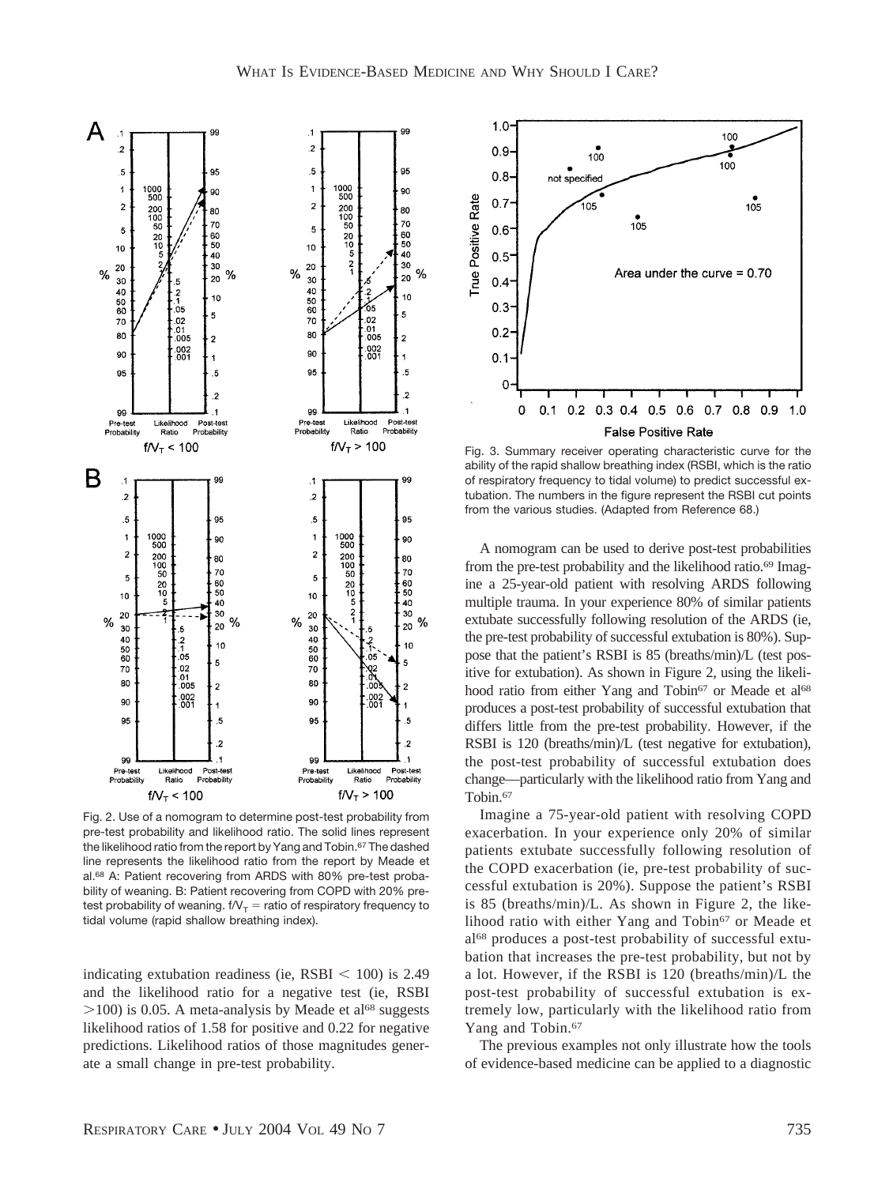Fig. 2. Use of a nomogram to determine post-test probability from pre-test probability and likelihood ratio. The solid lines represent the likelihood ratio from the report by Yang and Tobin.[67] The dashed line represents the likelihood ratio from the report by Meade et al.[68] A: Patient recovering from ARDS with 80% pre-test probability of weaning. B: Patient recovering from COPD with 20% pre-test probability of weaning. $f/V_T$ = ratio of respiratory frequency to tidal volume (rapid shallow breathing index).

indicating extubation readiness (ie, RSBI < 100) is 2.49 and the likelihood ratio for a negative test (ie, RSBI >100) is 0.05. A meta-analysis by Meade et al[68] suggests likelihood ratios of 1.58 for positive and 0.22 for negative predictions. Likelihood ratios of those magnitudes generate a small change in pre-test probability.

Fig. 3. Summary receiver operating characteristic curve for the ability of the rapid shallow breathing index (RSBI, which is the ratio of respiratory frequency to tidal volume) to predict successful extubation. The numbers in the figure represent the RSBI cut points from the various studies. (Adapted from Reference 68.)

A nomogram can be used to derive post-test probabilities from the pre-test probability and the likelihood ratio.[69] Imagine a 25-year-old patient with resolving ARDS following multiple trauma. In your experience 80% of similar patients extubate successfully following resolution of the ARDS (ie, the pre-test probability of successful extubation is 80%). Suppose that the patient's RSBI is 85 (breaths/min)/L (test positive for extubation). As shown in Figure 2, using the likelihood ratio from either Yang and Tobin[67] or Meade et al[68] produces a post-test probability of successful extubation that differs little from the pre-test probability. However, if the RSBI is 120 (breaths/min)/L (test negative for extubation), the post-test probability of successful extubation does change—particularly with the likelihood ratio from Yang and Tobin.[67]

Imagine a 75-year-old patient with resolving COPD exacerbation. In your experience only 20% of similar patients extubate successfully following resolution of the COPD exacerbation (ie, pre-test probability of successful extubation is 20%). Suppose the patient's RSBI is 85 (breaths/min)/L. As shown in Figure 2, the likelihood ratio with either Yang and Tobin[67] or Meade et al[68] produces a post-test probability of successful extubation that increases the pre-test probability, but not by a lot. However, if the RSBI is 120 (breaths/min)/L the post-test probability of successful extubation is extremely low, particularly with the likelihood ratio from Yang and Tobin.[67]

The previous examples not only illustrate how the tools of evidence-based medicine can be applied to a diagnostic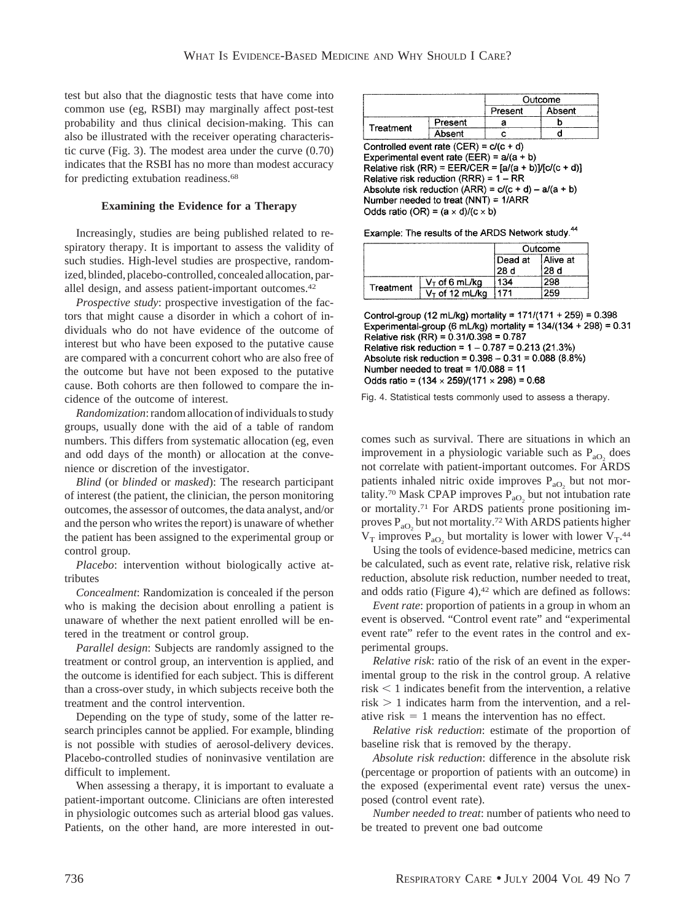test but also that the diagnostic tests that have come into common use (eg, RSBI) may marginally affect post-test probability and thus clinical decision-making. This can also be illustrated with the receiver operating characteristic curve (Fig. 3). The modest area under the curve (0.70) indicates that the RSBI has no more than modest accuracy for predicting extubation readiness.[68]

### Examining the Evidence for a Therapy

Increasingly, studies are being published related to respiratory therapy. It is important to assess the validity of such studies. High-level studies are prospective, randomized, blinded, placebo-controlled, concealed allocation, parallel design, and assess patient-important outcomes.[42]

*Prospective study*: prospective investigation of the factors that might cause a disorder in which a cohort of individuals who do not have evidence of the outcome of interest but who have been exposed to the putative cause are compared with a concurrent cohort who are also free of the outcome but have not been exposed to the putative cause. Both cohorts are then followed to compare the incidence of the outcome of interest.

*Randomization*: random allocation of individuals to study groups, usually done with the aid of a table of random numbers. This differs from systematic allocation (eg, even and odd days of the month) or allocation at the convenience or discretion of the investigator.

*Blind* (or *blinded* or *masked*): The research participant of interest (the patient, the clinician, the person monitoring outcomes, the assessor of outcomes, the data analyst, and/or and the person who writes the report) is unaware of whether the patient has been assigned to the experimental group or control group.

*Placebo*: intervention without biologically active attributes

*Concealment*: Randomization is concealed if the person who is making the decision about enrolling a patient is unaware of whether the next patient enrolled will be entered in the treatment or control group.

*Parallel design*: Subjects are randomly assigned to the treatment or control group, an intervention is applied, and the outcome is identified for each subject. This is different than a cross-over study, in which subjects receive both the treatment and the control intervention.

Depending on the type of study, some of the latter research principles cannot be applied. For example, blinding is not possible with studies of aerosol-delivery devices. Placebo-controlled studies of noninvasive ventilation are difficult to implement.

When assessing a therapy, it is important to evaluate a patient-important outcome. Clinicians are often interested in physiologic outcomes such as arterial blood gas values. Patients, on the other hand, are more interested in outcomes such as survival. There are situations in which an improvement in a physiologic variable such as $P_{aO_2}$ does not correlate with patient-important outcomes. For ARDS patients inhaled nitric oxide improves $P_{aO_2}$ but not mortality.[70] Mask CPAP improves $P_{aO_2}$ but not intubation rate or mortality.[71] For ARDS patients prone positioning improves $P_{aO_2}$ but not mortality.[72] With ARDS patients higher $V_T$ improves $P_{aO_2}$ but mortality is lower with lower $V_T$.[44]

|  |  | Outcome |  |
|---|---|---|---|
|  |  | Present | Absent |
| Treatment | Present | a | b |
|  | Absent | c | d |

Controlled event rate (CER) = c/(c + d)
Experimental event rate (EER) = a/(a + b)
Relative risk (RR) = EER/CER = [a/(a + b)]/[c/(c + d)]
Relative risk reduction (RRR) = 1 – RR
Absolute risk reduction (ARR) = c/(c + d) – a/(a + b)
Number needed to treat (NNT) = 1/ARR
Odds ratio (OR) = (a × d)/(c × b)

Example: The results of the ARDS Network study.[44]

|  |  | Outcome |  |
|---|---|---|---|
|  |  | Dead at 28 d | Alive at 28 d |
| Treatment | $V_T$ of 6 mL/kg | 134 | 298 |
|  | $V_T$ of 12 mL/kg | 171 | 259 |

Control-group (12 mL/kg) mortality = 171/(171 + 259) = 0.398
Experimental-group (6 mL/kg) mortality = 134/(134 + 298) = 0.31
Relative risk (RR) = 0.31/0.398 = 0.787
Relative risk reduction = 1 – 0.787 = 0.213 (21.3%)
Absolute risk reduction = 0.398 – 0.31 = 0.088 (8.8%)
Number needed to treat = 1/0.088 = 11
Odds ratio = (134 × 259)/(171 × 298) = 0.68

Fig. 4. Statistical tests commonly used to assess a therapy.

Using the tools of evidence-based medicine, metrics can be calculated, such as event rate, relative risk, relative risk reduction, absolute risk reduction, number needed to treat, and odds ratio (Figure 4),[42] which are defined as follows:

*Event rate*: proportion of patients in a group in whom an event is observed. "Control event rate" and "experimental event rate" refer to the event rates in the control and experimental groups.

*Relative risk*: ratio of the risk of an event in the experimental group to the risk in the control group. A relative risk $< 1$ indicates benefit from the intervention, a relative risk $> 1$ indicates harm from the intervention, and a relative risk $= 1$ means the intervention has no effect.

*Relative risk reduction*: estimate of the proportion of baseline risk that is removed by the therapy.

*Absolute risk reduction*: difference in the absolute risk (percentage or proportion of patients with an outcome) in the exposed (experimental event rate) versus the unexposed (control event rate).

*Number needed to treat*: number of patients who need to be treated to prevent one bad outcome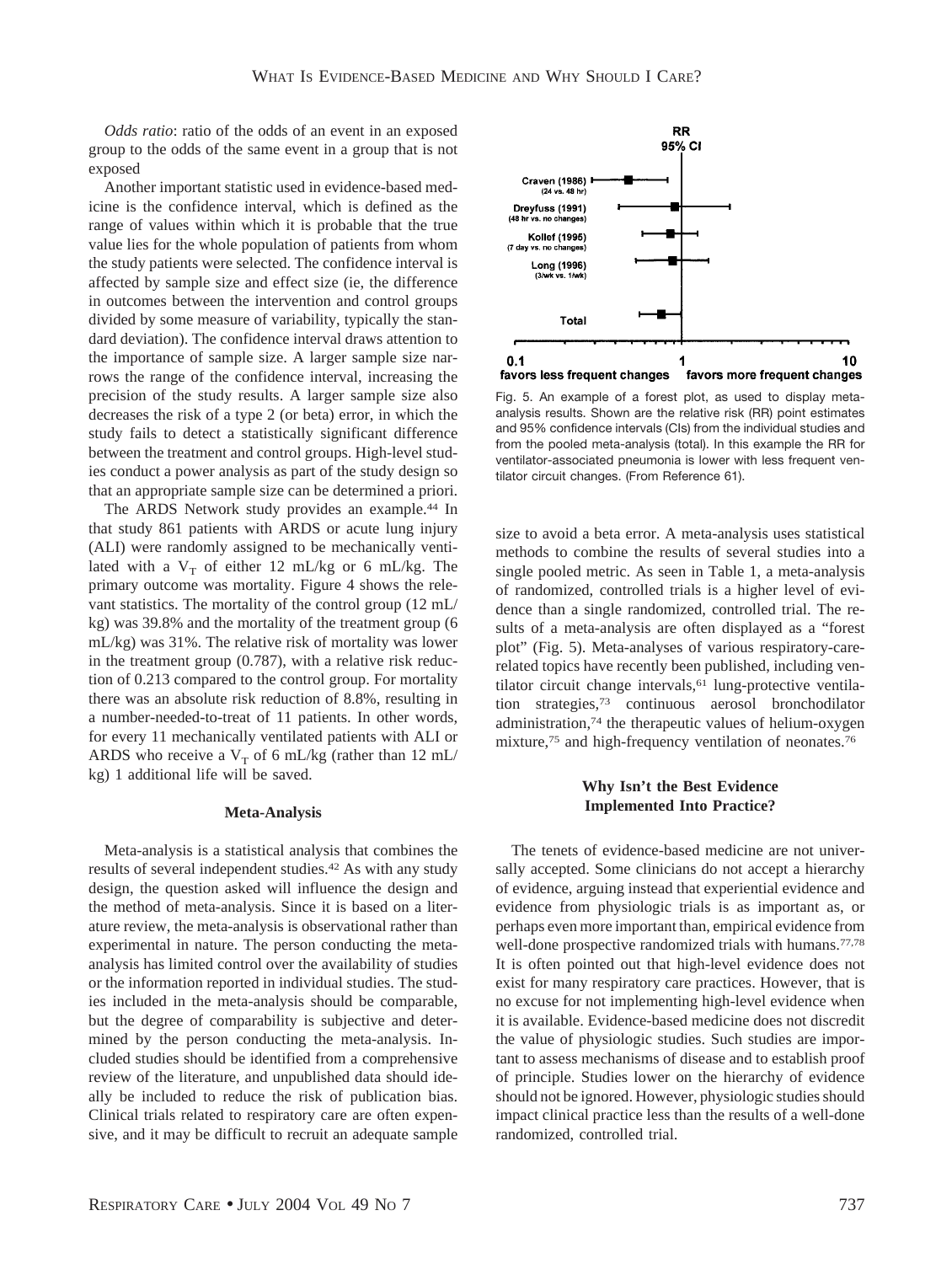*Odds ratio*: ratio of the odds of an event in an exposed group to the odds of the same event in a group that is not exposed

Another important statistic used in evidence-based medicine is the confidence interval, which is defined as the range of values within which it is probable that the true value lies for the whole population of patients from whom the study patients were selected. The confidence interval is affected by sample size and effect size (ie, the difference in outcomes between the intervention and control groups divided by some measure of variability, typically the standard deviation). The confidence interval draws attention to the importance of sample size. A larger sample size narrows the range of the confidence interval, increasing the precision of the study results. A larger sample size also decreases the risk of a type 2 (or beta) error, in which the study fails to detect a statistically significant difference between the treatment and control groups. High-level studies conduct a power analysis as part of the study design so that an appropriate sample size can be determined a priori.

The ARDS Network study provides an example.[44] In that study 861 patients with ARDS or acute lung injury (ALI) were randomly assigned to be mechanically ventilated with a $V_T$ of either 12 mL/kg or 6 mL/kg. The primary outcome was mortality. Figure 4 shows the relevant statistics. The mortality of the control group (12 mL/kg) was 39.8% and the mortality of the treatment group (6 mL/kg) was 31%. The relative risk of mortality was lower in the treatment group (0.787), with a relative risk reduction of 0.213 compared to the control group. For mortality there was an absolute risk reduction of 8.8%, resulting in a number-needed-to-treat of 11 patients. In other words, for every 11 mechanically ventilated patients with ALI or ARDS who receive a $V_T$ of 6 mL/kg (rather than 12 mL/kg) 1 additional life will be saved.

## Meta-Analysis

Meta-analysis is a statistical analysis that combines the results of several independent studies.[42] As with any study design, the question asked will influence the design and the method of meta-analysis. Since it is based on a literature review, the meta-analysis is observational rather than experimental in nature. The person conducting the meta-analysis has limited control over the availability of studies or the information reported in individual studies. The studies included in the meta-analysis should be comparable, but the degree of comparability is subjective and determined by the person conducting the meta-analysis. Included studies should be identified from a comprehensive review of the literature, and unpublished data should ideally be included to reduce the risk of publication bias. Clinical trials related to respiratory care are often expensive, and it may be difficult to recruit an adequate sample size to avoid a beta error. A meta-analysis uses statistical methods to combine the results of several studies into a single pooled metric. As seen in Table 1, a meta-analysis of randomized, controlled trials is a higher level of evidence than a single randomized, controlled trial. The results of a meta-analysis are often displayed as a "forest plot" (Fig. 5). Meta-analyses of various respiratory-care-related topics have recently been published, including ventilator circuit change intervals,[61] lung-protective ventilation strategies,[73] continuous aerosol bronchodilator administration,[74] the therapeutic values of helium-oxygen mixture,[75] and high-frequency ventilation of neonates.[76]

Fig. 5. An example of a forest plot, as used to display meta-analysis results. Shown are the relative risk (RR) point estimates and 95% confidence intervals (CIs) from the individual studies and from the pooled meta-analysis (total). In this example the RR for ventilator-associated pneumonia is lower with less frequent ventilator circuit changes. (From Reference 61).

## Why Isn't the Best Evidence Implemented Into Practice?

The tenets of evidence-based medicine are not universally accepted. Some clinicians do not accept a hierarchy of evidence, arguing instead that experiential evidence and evidence from physiologic trials is as important as, or perhaps even more important than, empirical evidence from well-done prospective randomized trials with humans.[77,78] It is often pointed out that high-level evidence does not exist for many respiratory care practices. However, that is no excuse for not implementing high-level evidence when it is available. Evidence-based medicine does not discredit the value of physiologic studies. Such studies are important to assess mechanisms of disease and to establish proof of principle. Studies lower on the hierarchy of evidence should not be ignored. However, physiologic studies should impact clinical practice less than the results of a well-done randomized, controlled trial.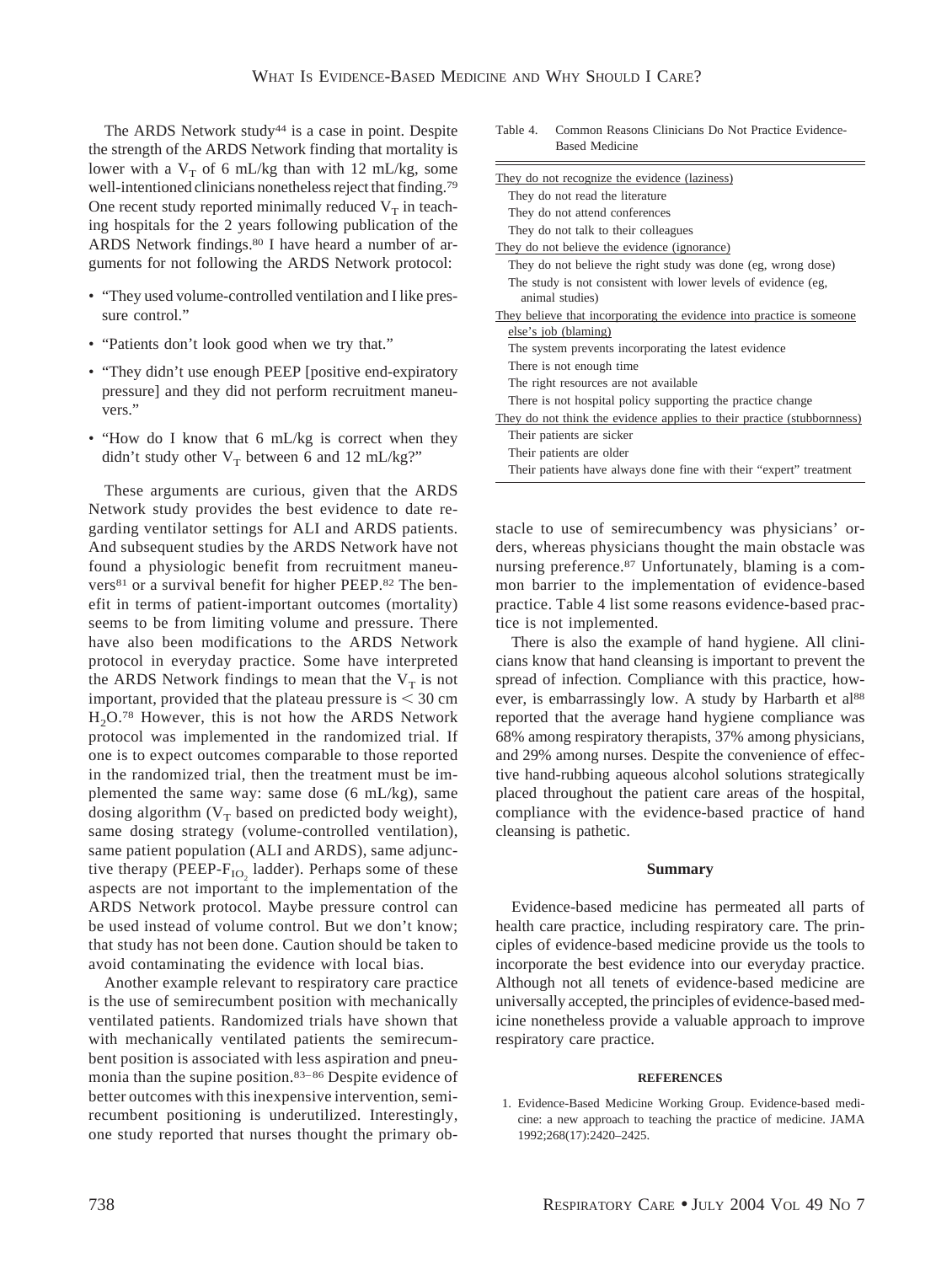The ARDS Network study[44] is a case in point. Despite the strength of the ARDS Network finding that mortality is lower with a $V_T$ of 6 mL/kg than with 12 mL/kg, some well-intentioned clinicians nonetheless reject that finding.[79] One recent study reported minimally reduced $V_T$ in teaching hospitals for the 2 years following publication of the ARDS Network findings.[80] I have heard a number of arguments for not following the ARDS Network protocol:

- "They used volume-controlled ventilation and I like pressure control."
- "Patients don't look good when we try that."
- "They didn't use enough PEEP [positive end-expiratory pressure] and they did not perform recruitment maneuvers."
- "How do I know that 6 mL/kg is correct when they didn't study other $V_T$ between 6 and 12 mL/kg?"

These arguments are curious, given that the ARDS Network study provides the best evidence to date regarding ventilator settings for ALI and ARDS patients. And subsequent studies by the ARDS Network have not found a physiologic benefit from recruitment maneuvers[81] or a survival benefit for higher PEEP.[82] The benefit in terms of patient-important outcomes (mortality) seems to be from limiting volume and pressure. There have also been modifications to the ARDS Network protocol in everyday practice. Some have interpreted the ARDS Network findings to mean that the $V_T$ is not important, provided that the plateau pressure is $< 30$ cm $H_2O$.[78] However, this is not how the ARDS Network protocol was implemented in the randomized trial. If one is to expect outcomes comparable to those reported in the randomized trial, then the treatment must be implemented the same way: same dose (6 mL/kg), same dosing algorithm ($V_T$ based on predicted body weight), same dosing strategy (volume-controlled ventilation), same patient population (ALI and ARDS), same adjunctive therapy (PEEP-$F_{IO_2}$ ladder). Perhaps some of these aspects are not important to the implementation of the ARDS Network protocol. Maybe pressure control can be used instead of volume control. But we don't know; that study has not been done. Caution should be taken to avoid contaminating the evidence with local bias.

Another example relevant to respiratory care practice is the use of semirecumbent position with mechanically ventilated patients. Randomized trials have shown that with mechanically ventilated patients the semirecumbent position is associated with less aspiration and pneumonia than the supine position.[83–86] Despite evidence of better outcomes with this inexpensive intervention, semirecumbent positioning is underutilized. Interestingly, one study reported that nurses thought the primary obstacle to use of semirecumbency was physicians' orders, whereas physicians thought the main obstacle was nursing preference.[87] Unfortunately, blaming is a common barrier to the implementation of evidence-based practice. Table 4 list some reasons evidence-based practice is not implemented.

Table 4. Common Reasons Clinicians Do Not Practice Evidence-Based Medicine

| |
|---|
| They do not recognize the evidence (laziness) |
| They do not read the literature |
| They do not attend conferences |
| They do not talk to their colleagues |
| They do not believe the evidence (ignorance) |
| They do not believe the right study was done (eg, wrong dose) |
| The study is not consistent with lower levels of evidence (eg, animal studies) |
| They believe that incorporating the evidence into practice is someone else's job (blaming) |
| The system prevents incorporating the latest evidence |
| There is not enough time |
| The right resources are not available |
| There is not hospital policy supporting the practice change |
| They do not think the evidence applies to their practice (stubbornness) |
| Their patients are sicker |
| Their patients are older |
| Their patients have always done fine with their "expert" treatment |

There is also the example of hand hygiene. All clinicians know that hand cleansing is important to prevent the spread of infection. Compliance with this practice, however, is embarrassingly low. A study by Harbarth et al[88] reported that the average hand hygiene compliance was 68% among respiratory therapists, 37% among physicians, and 29% among nurses. Despite the convenience of effective hand-rubbing aqueous alcohol solutions strategically placed throughout the patient care areas of the hospital, compliance with the evidence-based practice of hand cleansing is pathetic.

## Summary

Evidence-based medicine has permeated all parts of health care practice, including respiratory care. The principles of evidence-based medicine provide us the tools to incorporate the best evidence into our everyday practice. Although not all tenets of evidence-based medicine are universally accepted, the principles of evidence-based medicine nonetheless provide a valuable approach to improve respiratory care practice.

### REFERENCES

1. Evidence-Based Medicine Working Group. Evidence-based medicine: a new approach to teaching the practice of medicine. JAMA 1992;268(17):2420–2425.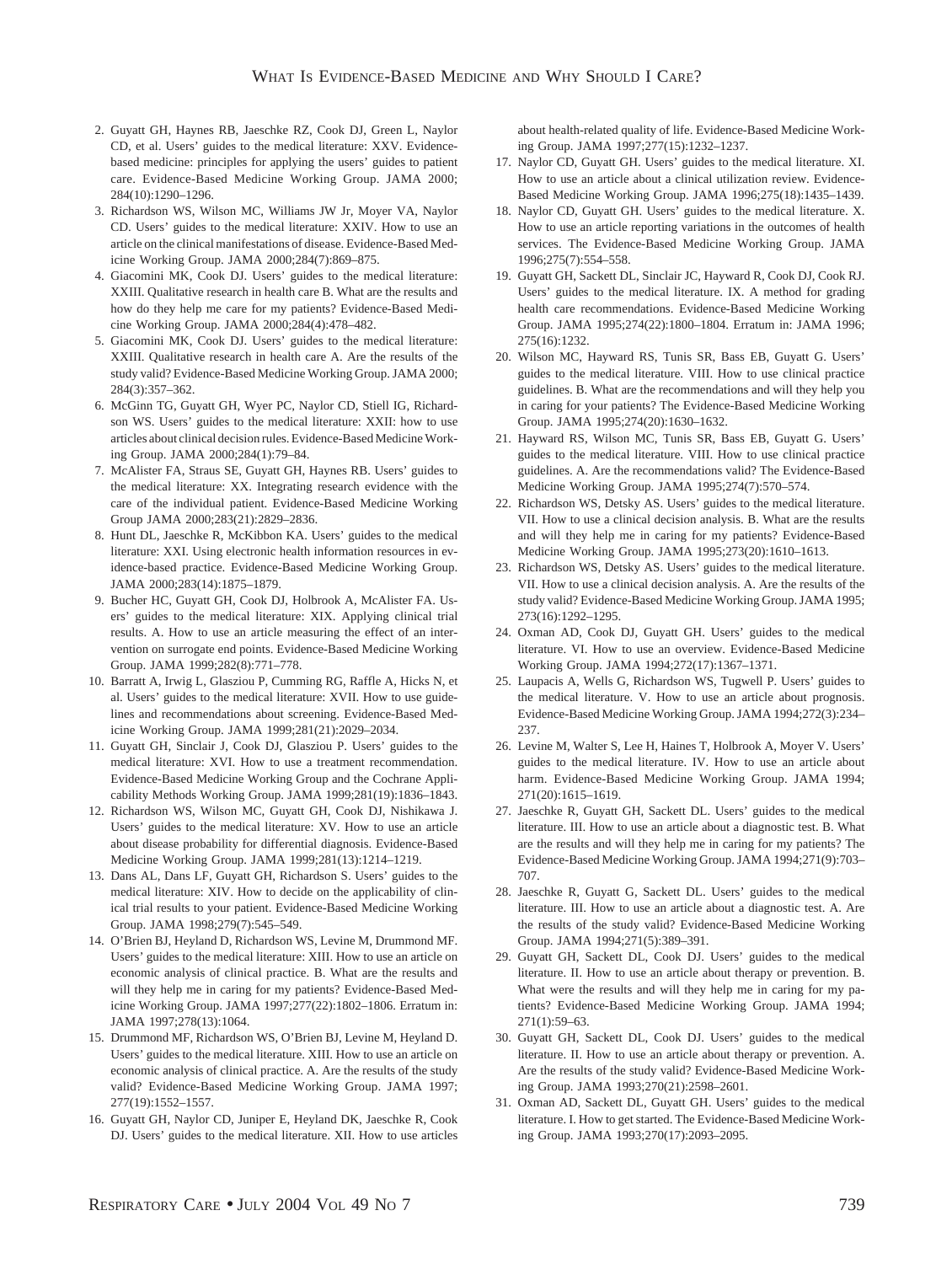2. Guyatt GH, Haynes RB, Jaeschke RZ, Cook DJ, Green L, Naylor CD, et al. Users' guides to the medical literature: XXV. Evidence-based medicine: principles for applying the users' guides to patient care. Evidence-Based Medicine Working Group. JAMA 2000; 284(10):1290–1296.
3. Richardson WS, Wilson MC, Williams JW Jr, Moyer VA, Naylor CD. Users' guides to the medical literature: XXIV. How to use an article on the clinical manifestations of disease. Evidence-Based Medicine Working Group. JAMA 2000;284(7):869–875.
4. Giacomini MK, Cook DJ. Users' guides to the medical literature: XXIII. Qualitative research in health care B. What are the results and how do they help me care for my patients? Evidence-Based Medicine Working Group. JAMA 2000;284(4):478–482.
5. Giacomini MK, Cook DJ. Users' guides to the medical literature: XXIII. Qualitative research in health care A. Are the results of the study valid? Evidence-Based Medicine Working Group. JAMA 2000; 284(3):357–362.
6. McGinn TG, Guyatt GH, Wyer PC, Naylor CD, Stiell IG, Richardson WS. Users' guides to the medical literature: XXII: how to use articles about clinical decision rules. Evidence-Based Medicine Working Group. JAMA 2000;284(1):79–84.
7. McAlister FA, Straus SE, Guyatt GH, Haynes RB. Users' guides to the medical literature: XX. Integrating research evidence with the care of the individual patient. Evidence-Based Medicine Working Group JAMA 2000;283(21):2829–2836.
8. Hunt DL, Jaeschke R, McKibbon KA. Users' guides to the medical literature: XXI. Using electronic health information resources in evidence-based practice. Evidence-Based Medicine Working Group. JAMA 2000;283(14):1875–1879.
9. Bucher HC, Guyatt GH, Cook DJ, Holbrook A, McAlister FA. Users' guides to the medical literature: XIX. Applying clinical trial results. A. How to use an article measuring the effect of an intervention on surrogate end points. Evidence-Based Medicine Working Group. JAMA 1999;282(8):771–778.
10. Barratt A, Irwig L, Glasziou P, Cumming RG, Raffle A, Hicks N, et al. Users' guides to the medical literature: XVII. How to use guidelines and recommendations about screening. Evidence-Based Medicine Working Group. JAMA 1999;281(21):2029–2034.
11. Guyatt GH, Sinclair J, Cook DJ, Glasziou P. Users' guides to the medical literature: XVI. How to use a treatment recommendation. Evidence-Based Medicine Working Group and the Cochrane Applicability Methods Working Group. JAMA 1999;281(19):1836–1843.
12. Richardson WS, Wilson MC, Guyatt GH, Cook DJ, Nishikawa J. Users' guides to the medical literature: XV. How to use an article about disease probability for differential diagnosis. Evidence-Based Medicine Working Group. JAMA 1999;281(13):1214–1219.
13. Dans AL, Dans LF, Guyatt GH, Richardson S. Users' guides to the medical literature: XIV. How to decide on the applicability of clinical trial results to your patient. Evidence-Based Medicine Working Group. JAMA 1998;279(7):545–549.
14. O'Brien BJ, Heyland D, Richardson WS, Levine M, Drummond MF. Users' guides to the medical literature: XIII. How to use an article on economic analysis of clinical practice. B. What are the results and will they help me in caring for my patients? Evidence-Based Medicine Working Group. JAMA 1997;277(22):1802–1806. Erratum in: JAMA 1997;278(13):1064.
15. Drummond MF, Richardson WS, O'Brien BJ, Levine M, Heyland D. Users' guides to the medical literature. XIII. How to use an article on economic analysis of clinical practice. A. Are the results of the study valid? Evidence-Based Medicine Working Group. JAMA 1997; 277(19):1552–1557.
16. Guyatt GH, Naylor CD, Juniper E, Heyland DK, Jaeschke R, Cook DJ. Users' guides to the medical literature. XII. How to use articles about health-related quality of life. Evidence-Based Medicine Working Group. JAMA 1997;277(15):1232–1237.
17. Naylor CD, Guyatt GH. Users' guides to the medical literature. XI. How to use an article about a clinical utilization review. Evidence-Based Medicine Working Group. JAMA 1996;275(18):1435–1439.
18. Naylor CD, Guyatt GH. Users' guides to the medical literature. X. How to use an article reporting variations in the outcomes of health services. The Evidence-Based Medicine Working Group. JAMA 1996;275(7):554–558.
19. Guyatt GH, Sackett DL, Sinclair JC, Hayward R, Cook DJ, Cook RJ. Users' guides to the medical literature. IX. A method for grading health care recommendations. Evidence-Based Medicine Working Group. JAMA 1995;274(22):1800–1804. Erratum in: JAMA 1996; 275(16):1232.
20. Wilson MC, Hayward RS, Tunis SR, Bass EB, Guyatt G. Users' guides to the medical literature. VIII. How to use clinical practice guidelines. B. What are the recommendations and will they help you in caring for your patients? The Evidence-Based Medicine Working Group. JAMA 1995;274(20):1630–1632.
21. Hayward RS, Wilson MC, Tunis SR, Bass EB, Guyatt G. Users' guides to the medical literature. VIII. How to use clinical practice guidelines. A. Are the recommendations valid? The Evidence-Based Medicine Working Group. JAMA 1995;274(7):570–574.
22. Richardson WS, Detsky AS. Users' guides to the medical literature. VII. How to use a clinical decision analysis. B. What are the results and will they help me in caring for my patients? Evidence-Based Medicine Working Group. JAMA 1995;273(20):1610–1613.
23. Richardson WS, Detsky AS. Users' guides to the medical literature. VII. How to use a clinical decision analysis. A. Are the results of the study valid? Evidence-Based Medicine Working Group. JAMA 1995; 273(16):1292–1295.
24. Oxman AD, Cook DJ, Guyatt GH. Users' guides to the medical literature. VI. How to use an overview. Evidence-Based Medicine Working Group. JAMA 1994;272(17):1367–1371.
25. Laupacis A, Wells G, Richardson WS, Tugwell P. Users' guides to the medical literature. V. How to use an article about prognosis. Evidence-Based Medicine Working Group. JAMA 1994;272(3):234–237.
26. Levine M, Walter S, Lee H, Haines T, Holbrook A, Moyer V. Users' guides to the medical literature. IV. How to use an article about harm. Evidence-Based Medicine Working Group. JAMA 1994; 271(20):1615–1619.
27. Jaeschke R, Guyatt GH, Sackett DL. Users' guides to the medical literature. III. How to use an article about a diagnostic test. B. What are the results and will they help me in caring for my patients? The Evidence-Based Medicine Working Group. JAMA 1994;271(9):703–707.
28. Jaeschke R, Guyatt G, Sackett DL. Users' guides to the medical literature. III. How to use an article about a diagnostic test. A. Are the results of the study valid? Evidence-Based Medicine Working Group. JAMA 1994;271(5):389–391.
29. Guyatt GH, Sackett DL, Cook DJ. Users' guides to the medical literature. II. How to use an article about therapy or prevention. B. What were the results and will they help me in caring for my patients? Evidence-Based Medicine Working Group. JAMA 1994; 271(1):59–63.
30. Guyatt GH, Sackett DL, Cook DJ. Users' guides to the medical literature. II. How to use an article about therapy or prevention. A. Are the results of the study valid? Evidence-Based Medicine Working Group. JAMA 1993;270(21):2598–2601.
31. Oxman AD, Sackett DL, Guyatt GH. Users' guides to the medical literature. I. How to get started. The Evidence-Based Medicine Working Group. JAMA 1993;270(17):2093–2095.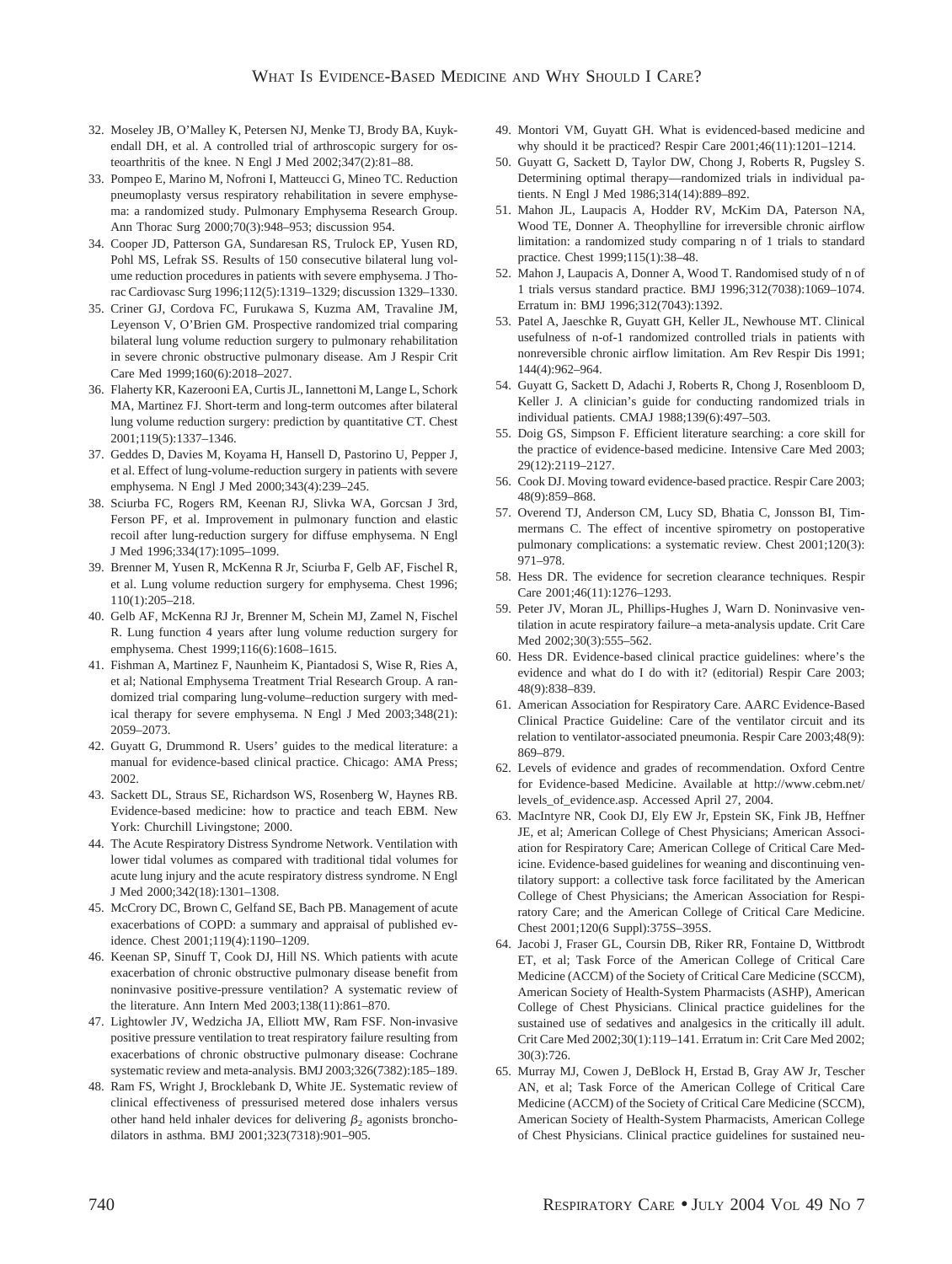32. Moseley JB, O'Malley K, Petersen NJ, Menke TJ, Brody BA, Kuykendall DH, et al. A controlled trial of arthroscopic surgery for osteoarthritis of the knee. N Engl J Med 2002;347(2):81–88.
33. Pompeo E, Marino M, Nofroni I, Matteucci G, Mineo TC. Reduction pneumoplasty versus respiratory rehabilitation in severe emphysema: a randomized study. Pulmonary Emphysema Research Group. Ann Thorac Surg 2000;70(3):948–953; discussion 954.
34. Cooper JD, Patterson GA, Sundaresan RS, Trulock EP, Yusen RD, Pohl MS, Lefrak SS. Results of 150 consecutive bilateral lung volume reduction procedures in patients with severe emphysema. J Thorac Cardiovasc Surg 1996;112(5):1319–1329; discussion 1329–1330.
35. Criner GJ, Cordova FC, Furukawa S, Kuzma AM, Travaline JM, Leyenson V, O'Brien GM. Prospective randomized trial comparing bilateral lung volume reduction surgery to pulmonary rehabilitation in severe chronic obstructive pulmonary disease. Am J Respir Crit Care Med 1999;160(6):2018–2027.
36. Flaherty KR, Kazerooni EA, Curtis JL, Iannettoni M, Lange L, Schork MA, Martinez FJ. Short-term and long-term outcomes after bilateral lung volume reduction surgery: prediction by quantitative CT. Chest 2001;119(5):1337–1346.
37. Geddes D, Davies M, Koyama H, Hansell D, Pastorino U, Pepper J, et al. Effect of lung-volume-reduction surgery in patients with severe emphysema. N Engl J Med 2000;343(4):239–245.
38. Sciurba FC, Rogers RM, Keenan RJ, Slivka WA, Gorcsan J 3rd, Ferson PF, et al. Improvement in pulmonary function and elastic recoil after lung-reduction surgery for diffuse emphysema. N Engl J Med 1996;334(17):1095–1099.
39. Brenner M, Yusen R, McKenna R Jr, Sciurba F, Gelb AF, Fischel R, et al. Lung volume reduction surgery for emphysema. Chest 1996;110(1):205–218.
40. Gelb AF, McKenna RJ Jr, Brenner M, Schein MJ, Zamel N, Fischel R. Lung function 4 years after lung volume reduction surgery for emphysema. Chest 1999;116(6):1608–1615.
41. Fishman A, Martinez F, Naunheim K, Piantadosi S, Wise R, Ries A, et al; National Emphysema Treatment Trial Research Group. A randomized trial comparing lung-volume–reduction surgery with medical therapy for severe emphysema. N Engl J Med 2003;348(21):2059–2073.
42. Guyatt G, Drummond R. Users' guides to the medical literature: a manual for evidence-based clinical practice. Chicago: AMA Press; 2002.
43. Sackett DL, Straus SE, Richardson WS, Rosenberg W, Haynes RB. Evidence-based medicine: how to practice and teach EBM. New York: Churchill Livingstone; 2000.
44. The Acute Respiratory Distress Syndrome Network. Ventilation with lower tidal volumes as compared with traditional tidal volumes for acute lung injury and the acute respiratory distress syndrome. N Engl J Med 2000;342(18):1301–1308.
45. McCrory DC, Brown C, Gelfand SE, Bach PB. Management of acute exacerbations of COPD: a summary and appraisal of published evidence. Chest 2001;119(4):1190–1209.
46. Keenan SP, Sinuff T, Cook DJ, Hill NS. Which patients with acute exacerbation of chronic obstructive pulmonary disease benefit from noninvasive positive-pressure ventilation? A systematic review of the literature. Ann Intern Med 2003;138(11):861–870.
47. Lightowler JV, Wedzicha JA, Elliott MW, Ram FSF. Non-invasive positive pressure ventilation to treat respiratory failure resulting from exacerbations of chronic obstructive pulmonary disease: Cochrane systematic review and meta-analysis. BMJ 2003;326(7382):185–189.
48. Ram FS, Wright J, Brocklebank D, White JE. Systematic review of clinical effectiveness of pressurised metered dose inhalers versus other hand held inhaler devices for delivering $\beta_2$ agonists bronchodilators in asthma. BMJ 2001;323(7318):901–905.
49. Montori VM, Guyatt GH. What is evidenced-based medicine and why should it be practiced? Respir Care 2001;46(11):1201–1214.
50. Guyatt G, Sackett D, Taylor DW, Chong J, Roberts R, Pugsley S. Determining optimal therapy—randomized trials in individual patients. N Engl J Med 1986;314(14):889–892.
51. Mahon JL, Laupacis A, Hodder RV, McKim DA, Paterson NA, Wood TE, Donner A. Theophylline for irreversible chronic airflow limitation: a randomized study comparing n of 1 trials to standard practice. Chest 1999;115(1):38–48.
52. Mahon J, Laupacis A, Donner A, Wood T. Randomised study of n of 1 trials versus standard practice. BMJ 1996;312(7038):1069–1074. Erratum in: BMJ 1996;312(7043):1392.
53. Patel A, Jaeschke R, Guyatt GH, Keller JL, Newhouse MT. Clinical usefulness of n-of-1 randomized controlled trials in patients with nonreversible chronic airflow limitation. Am Rev Respir Dis 1991;144(4):962–964.
54. Guyatt G, Sackett D, Adachi J, Roberts R, Chong J, Rosenbloom D, Keller J. A clinician's guide for conducting randomized trials in individual patients. CMAJ 1988;139(6):497–503.
55. Doig GS, Simpson F. Efficient literature searching: a core skill for the practice of evidence-based medicine. Intensive Care Med 2003;29(12):2119–2127.
56. Cook DJ. Moving toward evidence-based practice. Respir Care 2003;48(9):859–868.
57. Overend TJ, Anderson CM, Lucy SD, Bhatia C, Jonsson BI, Timmermans C. The effect of incentive spirometry on postoperative pulmonary complications: a systematic review. Chest 2001;120(3):971–978.
58. Hess DR. The evidence for secretion clearance techniques. Respir Care 2001;46(11):1276–1293.
59. Peter JV, Moran JL, Phillips-Hughes J, Warn D. Noninvasive ventilation in acute respiratory failure–a meta-analysis update. Crit Care Med 2002;30(3):555–562.
60. Hess DR. Evidence-based clinical practice guidelines: where's the evidence and what do I do with it? (editorial) Respir Care 2003;48(9):838–839.
61. American Association for Respiratory Care. AARC Evidence-Based Clinical Practice Guideline: Care of the ventilator circuit and its relation to ventilator-associated pneumonia. Respir Care 2003;48(9):869–879.
62. Levels of evidence and grades of recommendation. Oxford Centre for Evidence-based Medicine. Available at http://www.cebm.net/levels_of_evidence.asp. Accessed April 27, 2004.
63. MacIntyre NR, Cook DJ, Ely EW Jr, Epstein SK, Fink JB, Heffner JE, et al; American College of Chest Physicians; American Association for Respiratory Care; American College of Critical Care Medicine. Evidence-based guidelines for weaning and discontinuing ventilatory support: a collective task force facilitated by the American College of Chest Physicians; the American Association for Respiratory Care; and the American College of Critical Care Medicine. Chest 2001;120(6 Suppl):375S–395S.
64. Jacobi J, Fraser GL, Coursin DB, Riker RR, Fontaine D, Wittbrodt ET, et al; Task Force of the American College of Critical Care Medicine (ACCM) of the Society of Critical Care Medicine (SCCM), American Society of Health-System Pharmacists (ASHP), American College of Chest Physicians. Clinical practice guidelines for the sustained use of sedatives and analgesics in the critically ill adult. Crit Care Med 2002;30(1):119–141. Erratum in: Crit Care Med 2002;30(3):726.
65. Murray MJ, Cowen J, DeBlock H, Erstad B, Gray AW Jr, Tescher AN, et al; Task Force of the American College of Critical Care Medicine (ACCM) of the Society of Critical Care Medicine (SCCM), American Society of Health-System Pharmacists, American College of Chest Physicians. Clinical practice guidelines for sustained neu-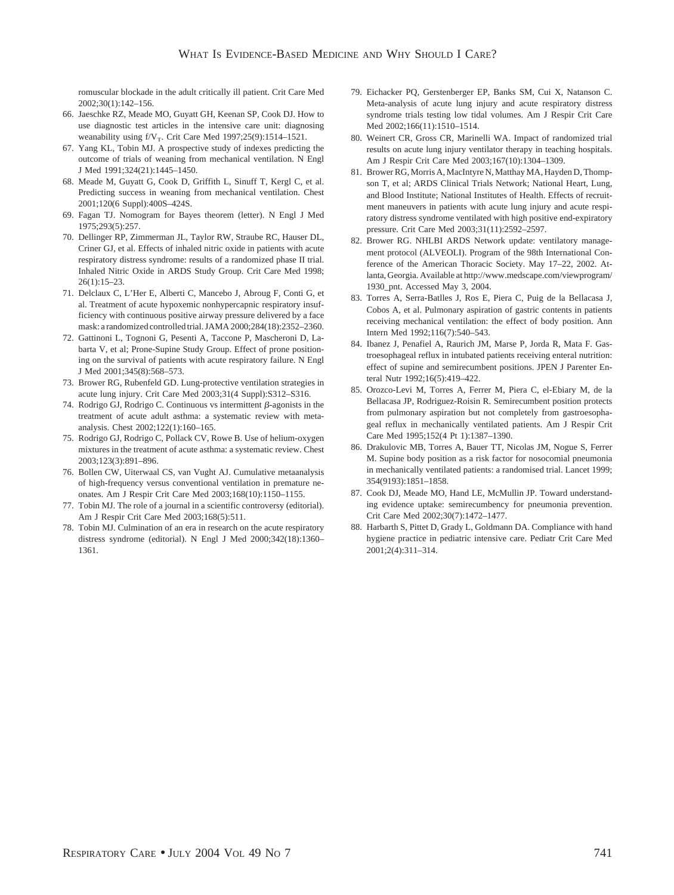romuscular blockade in the adult critically ill patient. Crit Care Med 2002;30(1):142–156.

66. Jaeschke RZ, Meade MO, Guyatt GH, Keenan SP, Cook DJ. How to use diagnostic test articles in the intensive care unit: diagnosing weanability using $f/V_T$. Crit Care Med 1997;25(9):1514–1521.
67. Yang KL, Tobin MJ. A prospective study of indexes predicting the outcome of trials of weaning from mechanical ventilation. N Engl J Med 1991;324(21):1445–1450.
68. Meade M, Guyatt G, Cook D, Griffith L, Sinuff T, Kergl C, et al. Predicting success in weaning from mechanical ventilation. Chest 2001;120(6 Suppl):400S–424S.
69. Fagan TJ. Nomogram for Bayes theorem (letter). N Engl J Med 1975;293(5):257.
70. Dellinger RP, Zimmerman JL, Taylor RW, Straube RC, Hauser DL, Criner GJ, et al. Effects of inhaled nitric oxide in patients with acute respiratory distress syndrome: results of a randomized phase II trial. Inhaled Nitric Oxide in ARDS Study Group. Crit Care Med 1998; 26(1):15–23.
71. Delclaux C, L'Her E, Alberti C, Mancebo J, Abroug F, Conti G, et al. Treatment of acute hypoxemic nonhypercapnic respiratory insufficiency with continuous positive airway pressure delivered by a face mask: a randomized controlled trial. JAMA 2000;284(18):2352–2360.
72. Gattinoni L, Tognoni G, Pesenti A, Taccone P, Mascheroni D, Labarta V, et al; Prone-Supine Study Group. Effect of prone positioning on the survival of patients with acute respiratory failure. N Engl J Med 2001;345(8):568–573.
73. Brower RG, Rubenfeld GD. Lung-protective ventilation strategies in acute lung injury. Crit Care Med 2003;31(4 Suppl):S312–S316.
74. Rodrigo GJ, Rodrigo C. Continuous vs intermittent $\beta$-agonists in the treatment of acute adult asthma: a systematic review with meta-analysis. Chest 2002;122(1):160–165.
75. Rodrigo GJ, Rodrigo C, Pollack CV, Rowe B. Use of helium-oxygen mixtures in the treatment of acute asthma: a systematic review. Chest 2003;123(3):891–896.
76. Bollen CW, Uiterwaal CS, van Vught AJ. Cumulative metaanalysis of high-frequency versus conventional ventilation in premature neonates. Am J Respir Crit Care Med 2003;168(10):1150–1155.
77. Tobin MJ. The role of a journal in a scientific controversy (editorial). Am J Respir Crit Care Med 2003;168(5):511.
78. Tobin MJ. Culmination of an era in research on the acute respiratory distress syndrome (editorial). N Engl J Med 2000;342(18):1360–1361.
79. Eichacker PQ, Gerstenberger EP, Banks SM, Cui X, Natanson C. Meta-analysis of acute lung injury and acute respiratory distress syndrome trials testing low tidal volumes. Am J Respir Crit Care Med 2002;166(11):1510–1514.
80. Weinert CR, Gross CR, Marinelli WA. Impact of randomized trial results on acute lung injury ventilator therapy in teaching hospitals. Am J Respir Crit Care Med 2003;167(10):1304–1309.
81. Brower RG, Morris A, MacIntyre N, Matthay MA, Hayden D, Thompson T, et al; ARDS Clinical Trials Network; National Heart, Lung, and Blood Institute; National Institutes of Health. Effects of recruitment maneuvers in patients with acute lung injury and acute respiratory distress syndrome ventilated with high positive end-expiratory pressure. Crit Care Med 2003;31(11):2592–2597.
82. Brower RG. NHLBI ARDS Network update: ventilatory management protocol (ALVEOLI). Program of the 98th International Conference of the American Thoracic Society. May 17–22, 2002. Atlanta, Georgia. Available at http://www.medscape.com/viewprogram/1930_pnt. Accessed May 3, 2004.
83. Torres A, Serra-Batlles J, Ros E, Piera C, Puig de la Bellacasa J, Cobos A, et al. Pulmonary aspiration of gastric contents in patients receiving mechanical ventilation: the effect of body position. Ann Intern Med 1992;116(7):540–543.
84. Ibanez J, Penafiel A, Raurich JM, Marse P, Jorda R, Mata F. Gastroesophageal reflux in intubated patients receiving enteral nutrition: effect of supine and semirecumbent positions. JPEN J Parenter Enteral Nutr 1992;16(5):419–422.
85. Orozco-Levi M, Torres A, Ferrer M, Piera C, el-Ebiary M, de la Bellacasa JP, Rodriguez-Roisin R. Semirecumbent position protects from pulmonary aspiration but not completely from gastroesophageal reflux in mechanically ventilated patients. Am J Respir Crit Care Med 1995;152(4 Pt 1):1387–1390.
86. Drakulovic MB, Torres A, Bauer TT, Nicolas JM, Nogue S, Ferrer M. Supine body position as a risk factor for nosocomial pneumonia in mechanically ventilated patients: a randomised trial. Lancet 1999; 354(9193):1851–1858.
87. Cook DJ, Meade MO, Hand LE, McMullin JP. Toward understanding evidence uptake: semirecumbency for pneumonia prevention. Crit Care Med 2002;30(7):1472–1477.
88. Harbarth S, Pittet D, Grady L, Goldmann DA. Compliance with hand hygiene practice in pediatric intensive care. Pediatr Crit Care Med 2001;2(4):311–314.